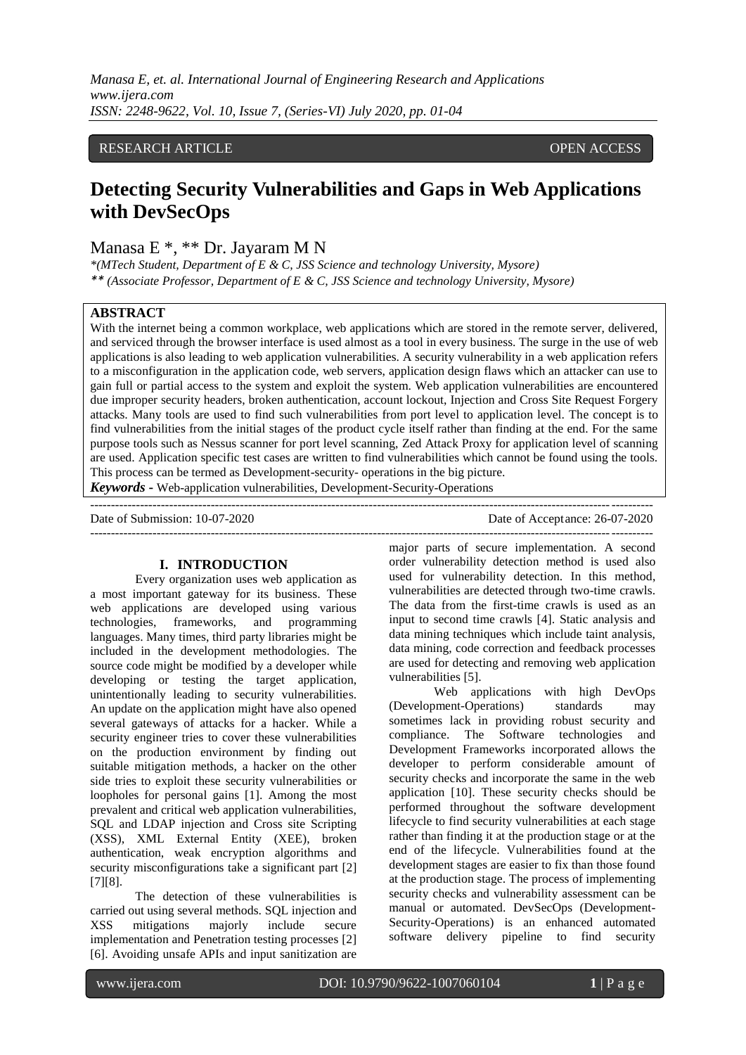RESEARCH ARTICLE OPEN ACCESS

# Detecting Security Vulnerabilities and Gaps in Web Applications with DevSecOps

Manasa E *, ** Dr. Jayaram M N

*(MTech Student, Department of E & C, JSS Science and technology University, Mysore)*
*** (Associate Professor, Department of E & C, JSS Science and technology University, Mysore)*

## ABSTRACT

With the internet being a common workplace, web applications which are stored in the remote server, delivered, and serviced through the browser interface is used almost as a tool in every business. The surge in the use of web applications is also leading to web application vulnerabilities. A security vulnerability in a web application refers to a misconfiguration in the application code, web servers, application design flaws which an attacker can use to gain full or partial access to the system and exploit the system. Web application vulnerabilities are encountered due improper security headers, broken authentication, account lockout, Injection and Cross Site Request Forgery attacks. Many tools are used to find such vulnerabilities from port level to application level. The concept is to find vulnerabilities from the initial stages of the product cycle itself rather than finding at the end. For the same purpose tools such as Nessus scanner for port level scanning, Zed Attack Proxy for application level of scanning are used. Application specific test cases are written to find vulnerabilities which cannot be found using the tools. This process can be termed as Development-security- operations in the big picture.

***Keywords -*** Web-application vulnerabilities, Development-Security-Operations

---

Date of Submission: 10-07-2020 Date of Acceptance: 26-07-2020

---

## I. INTRODUCTION

Every organization uses web application as a most important gateway for its business. These web applications are developed using various technologies, frameworks, and programming languages. Many times, third party libraries might be included in the development methodologies. The source code might be modified by a developer while developing or testing the target application, unintentionally leading to security vulnerabilities. An update on the application might have also opened several gateways of attacks for a hacker. While a security engineer tries to cover these vulnerabilities on the production environment by finding out suitable mitigation methods, a hacker on the other side tries to exploit these security vulnerabilities or loopholes for personal gains [1]. Among the most prevalent and critical web application vulnerabilities, SQL and LDAP injection and Cross site Scripting (XSS), XML External Entity (XEE), broken authentication, weak encryption algorithms and security misconfigurations take a significant part [2] [7][8].

The detection of these vulnerabilities is carried out using several methods. SQL injection and XSS mitigations majorly include secure implementation and Penetration testing processes [2] [6]. Avoiding unsafe APIs and input sanitization are major parts of secure implementation. A second order vulnerability detection method is used also used for vulnerability detection. In this method, vulnerabilities are detected through two-time crawls. The data from the first-time crawls is used as an input to second time crawls [4]. Static analysis and data mining techniques which include taint analysis, data mining, code correction and feedback processes are used for detecting and removing web application vulnerabilities [5].

Web applications with high DevOps (Development-Operations) standards may sometimes lack in providing robust security and compliance. The Software technologies and Development Frameworks incorporated allows the developer to perform considerable amount of security checks and incorporate the same in the web application [10]. These security checks should be performed throughout the software development lifecycle to find security vulnerabilities at each stage rather than finding it at the production stage or at the end of the lifecycle. Vulnerabilities found at the development stages are easier to fix than those found at the production stage. The process of implementing security checks and vulnerability assessment can be manual or automated. DevSecOps (Development-Security-Operations) is an enhanced automated software delivery pipeline to find security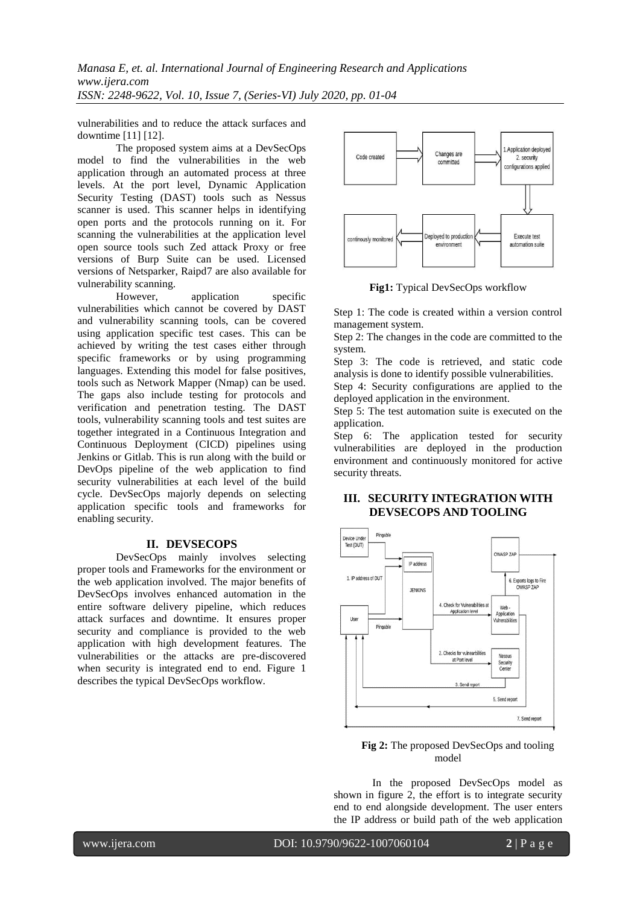vulnerabilities and to reduce the attack surfaces and downtime [11] [12].

The proposed system aims at a DevSecOps model to find the vulnerabilities in the web application through an automated process at three levels. At the port level, Dynamic Application Security Testing (DAST) tools such as Nessus scanner is used. This scanner helps in identifying open ports and the protocols running on it. For scanning the vulnerabilities at the application level open source tools such Zed attack Proxy or free versions of Burp Suite can be used. Licensed versions of Netsparker, Raipd7 are also available for vulnerability scanning.

However, application specific vulnerabilities which cannot be covered by DAST and vulnerability scanning tools, can be covered using application specific test cases. This can be achieved by writing the test cases either through specific frameworks or by using programming languages. Extending this model for false positives, tools such as Network Mapper (Nmap) can be used. The gaps also include testing for protocols and verification and penetration testing. The DAST tools, vulnerability scanning tools and test suites are together integrated in a Continuous Integration and Continuous Deployment (CICD) pipelines using Jenkins or Gitlab. This is run along with the build or DevOps pipeline of the web application to find security vulnerabilities at each level of the build cycle. DevSecOps majorly depends on selecting application specific tools and frameworks for enabling security.

## II. DEVSECOPS

DevSecOps mainly involves selecting proper tools and Frameworks for the environment or the web application involved. The major benefits of DevSecOps involves enhanced automation in the entire software delivery pipeline, which reduces attack surfaces and downtime. It ensures proper security and compliance is provided to the web application with high development features. The vulnerabilities or the attacks are pre-discovered when security is integrated end to end. Figure 1 describes the typical DevSecOps workflow.

**Fig1:** Typical DevSecOps workflow

Step 1: The code is created within a version control management system.

Step 2: The changes in the code are committed to the system.

Step 3: The code is retrieved, and static code analysis is done to identify possible vulnerabilities.

Step 4: Security configurations are applied to the deployed application in the environment.

Step 5: The test automation suite is executed on the application.

Step 6: The application tested for security vulnerabilities are deployed in the production environment and continuously monitored for active security threats.

## III. SECURITY INTEGRATION WITH DEVSECOPS AND TOOLING

**Fig 2:** The proposed DevSecOps and tooling model

In the proposed DevSecOps model as shown in figure 2, the effort is to integrate security end to end alongside development. The user enters the IP address or build path of the web application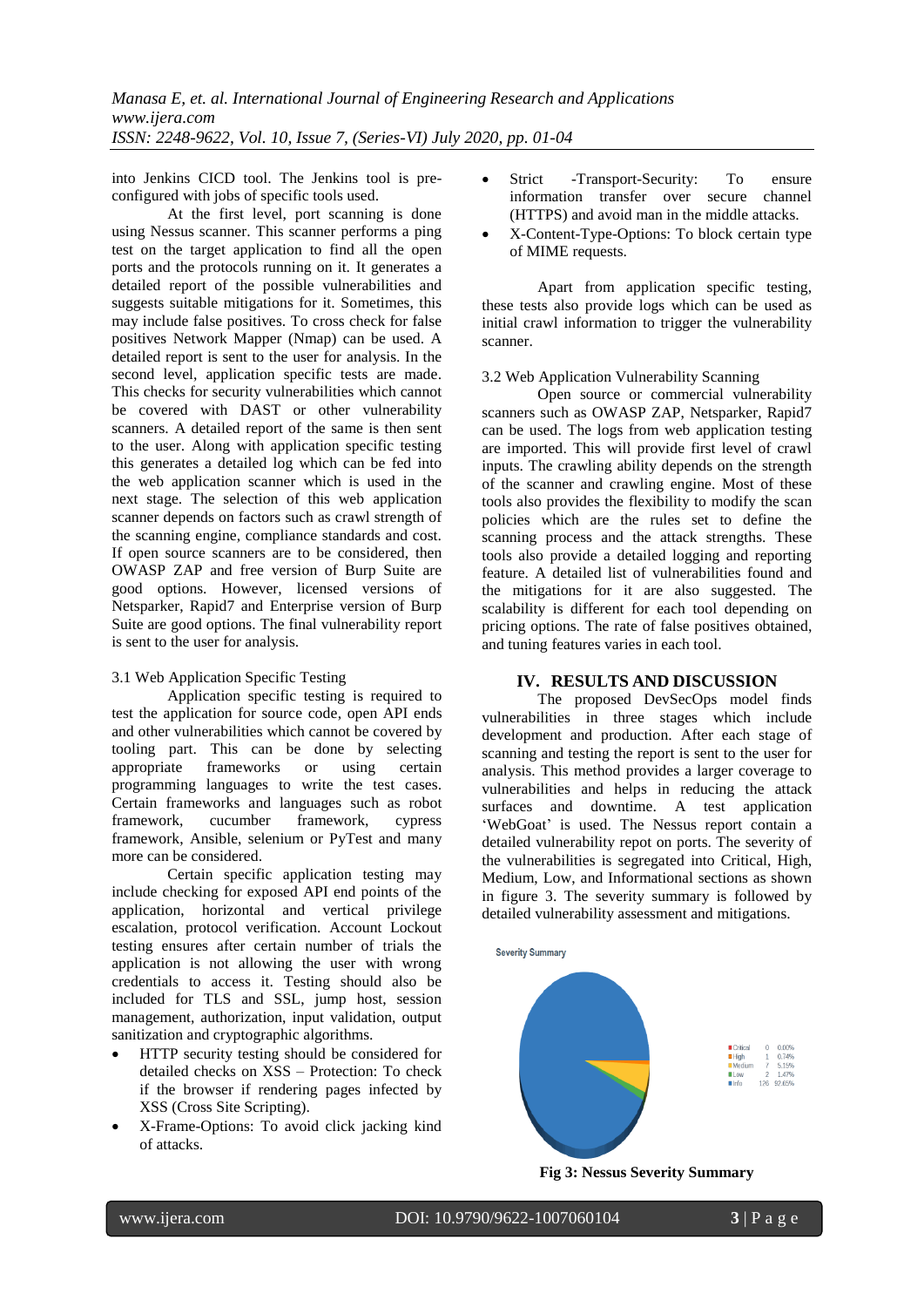into Jenkins CICD tool. The Jenkins tool is pre-configured with jobs of specific tools used.

At the first level, port scanning is done using Nessus scanner. This scanner performs a ping test on the target application to find all the open ports and the protocols running on it. It generates a detailed report of the possible vulnerabilities and suggests suitable mitigations for it. Sometimes, this may include false positives. To cross check for false positives Network Mapper (Nmap) can be used. A detailed report is sent to the user for analysis. In the second level, application specific tests are made. This checks for security vulnerabilities which cannot be covered with DAST or other vulnerability scanners. A detailed report of the same is then sent to the user. Along with application specific testing this generates a detailed log which can be fed into the web application scanner which is used in the next stage. The selection of this web application scanner depends on factors such as crawl strength of the scanning engine, compliance standards and cost. If open source scanners are to be considered, then OWASP ZAP and free version of Burp Suite are good options. However, licensed versions of Netsparker, Rapid7 and Enterprise version of Burp Suite are good options. The final vulnerability report is sent to the user for analysis.

### 3.1 Web Application Specific Testing

Application specific testing is required to test the application for source code, open API ends and other vulnerabilities which cannot be covered by tooling part. This can be done by selecting appropriate frameworks or using certain programming languages to write the test cases. Certain frameworks and languages such as robot framework, cucumber framework, cypress framework, Ansible, selenium or PyTest and many more can be considered.

Certain specific application testing may include checking for exposed API end points of the application, horizontal and vertical privilege escalation, protocol verification. Account Lockout testing ensures after certain number of trials the application is not allowing the user with wrong credentials to access it. Testing should also be included for TLS and SSL, jump host, session management, authorization, input validation, output sanitization and cryptographic algorithms.

- HTTP security testing should be considered for detailed checks on XSS – Protection: To check if the browser if rendering pages infected by XSS (Cross Site Scripting).
- X-Frame-Options: To avoid click jacking kind of attacks.
- Strict -Transport-Security: To ensure information transfer over secure channel (HTTPS) and avoid man in the middle attacks.
- X-Content-Type-Options: To block certain type of MIME requests.

Apart from application specific testing, these tests also provide logs which can be used as initial crawl information to trigger the vulnerability scanner.

### 3.2 Web Application Vulnerability Scanning

Open source or commercial vulnerability scanners such as OWASP ZAP, Netsparker, Rapid7 can be used. The logs from web application testing are imported. This will provide first level of crawl inputs. The crawling ability depends on the strength of the scanner and crawling engine. Most of these tools also provides the flexibility to modify the scan policies which are the rules set to define the scanning process and the attack strengths. These tools also provide a detailed logging and reporting feature. A detailed list of vulnerabilities found and the mitigations for it are also suggested. The scalability is different for each tool depending on pricing options. The rate of false positives obtained, and tuning features varies in each tool.

## IV. RESULTS AND DISCUSSION

The proposed DevSecOps model finds vulnerabilities in three stages which include development and production. After each stage of scanning and testing the report is sent to the user for analysis. This method provides a larger coverage to vulnerabilities and helps in reducing the attack surfaces and downtime. A test application 'WebGoat' is used. The Nessus report contain a detailed vulnerability repot on ports. The severity of the vulnerabilities is segregated into Critical, High, Medium, Low, and Informational sections as shown in figure 3. The severity summary is followed by detailed vulnerability assessment and mitigations.

Severity Summary

| | | |
|---|---|---|
| Critical | 0 | 0.00% |
| High | 1 | 0.74% |
| Medium | 7 | 5.15% |
| Low | 2 | 1.47% |
| Info | 126 | 92.65% |

**Fig 3: Nessus Severity Summary**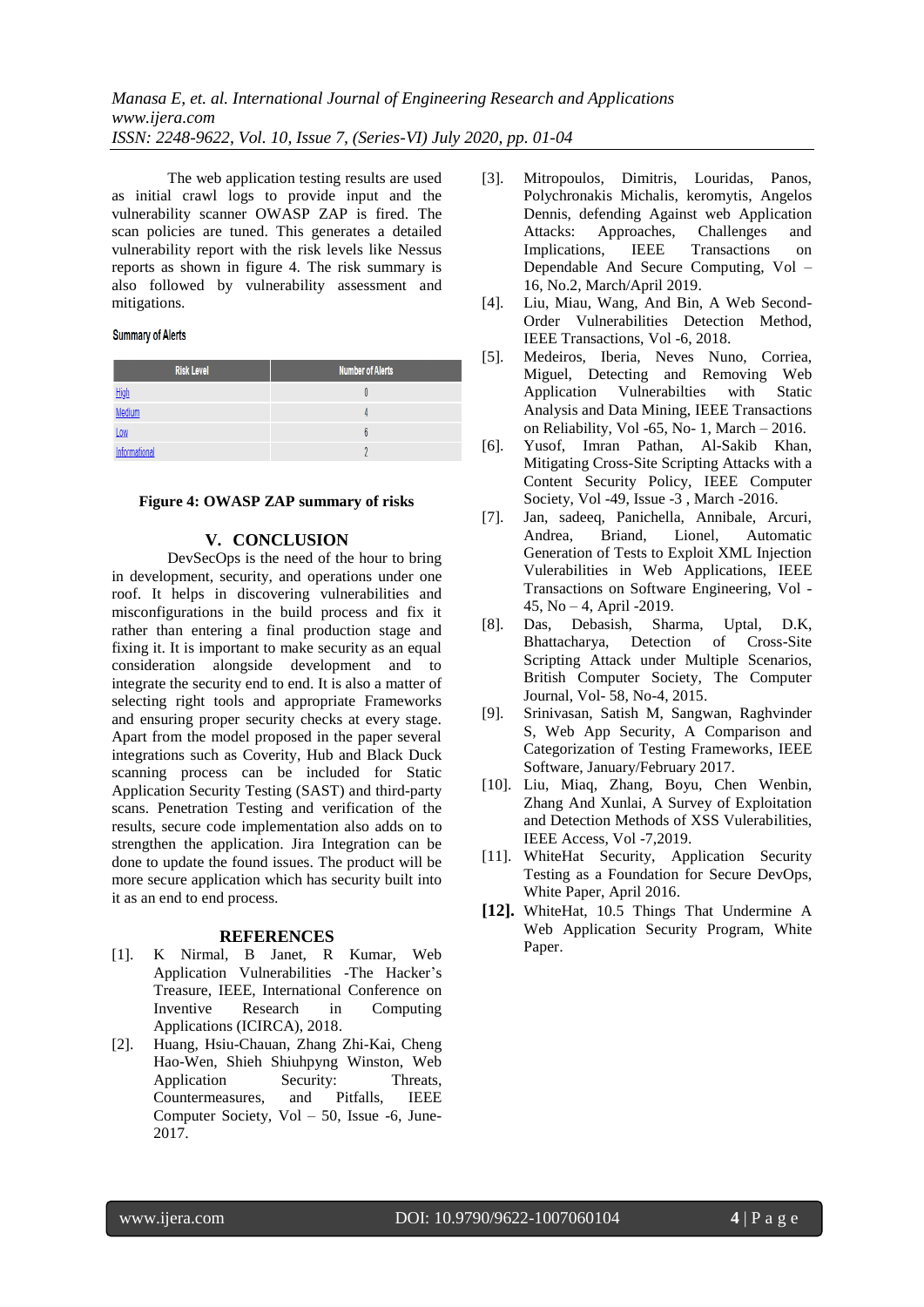The web application testing results are used as initial crawl logs to provide input and the vulnerability scanner OWASP ZAP is fired. The scan policies are tuned. This generates a detailed vulnerability report with the risk levels like Nessus reports as shown in figure 4. The risk summary is also followed by vulnerability assessment and mitigations.

**Summary of Alerts**

| Risk Level | Number of Alerts |
|---|---|
| High | 0 |
| Medium | 4 |
| Low | 6 |
| Informational | 2 |

**Figure 4: OWASP ZAP summary of risks**

## V. CONCLUSION

DevSecOps is the need of the hour to bring in development, security, and operations under one roof. It helps in discovering vulnerabilities and misconfigurations in the build process and fix it rather than entering a final production stage and fixing it. It is important to make security as an equal consideration alongside development and to integrate the security end to end. It is also a matter of selecting right tools and appropriate Frameworks and ensuring proper security checks at every stage. Apart from the model proposed in the paper several integrations such as Coverity, Hub and Black Duck scanning process can be included for Static Application Security Testing (SAST) and third-party scans. Penetration Testing and verification of the results, secure code implementation also adds on to strengthen the application. Jira Integration can be done to update the found issues. The product will be more secure application which has security built into it as an end to end process.

## REFERENCES

[1]. K Nirmal, B Janet, R Kumar, Web Application Vulnerabilities -The Hacker's Treasure, IEEE, International Conference on Inventive Research in Computing Applications (ICIRCA), 2018.

[2]. Huang, Hsiu-Chauan, Zhang Zhi-Kai, Cheng Hao-Wen, Shieh Shiuhpyng Winston, Web Application Security: Threats, Countermeasures, and Pitfalls, IEEE Computer Society, Vol – 50, Issue -6, June-2017.

[3]. Mitropoulos, Dimitris, Louridas, Panos, Polychronakis Michalis, keromytis, Angelos Dennis, defending Against web Application Attacks: Approaches, Challenges and Implications, IEEE Transactions on Dependable And Secure Computing, Vol – 16, No.2, March/April 2019.

[4]. Liu, Miau, Wang, And Bin, A Web Second-Order Vulnerabilities Detection Method, IEEE Transactions, Vol -6, 2018.

[5]. Medeiros, Iberia, Neves Nuno, Corriea, Miguel, Detecting and Removing Web Application Vulnerabilties with Static Analysis and Data Mining, IEEE Transactions on Reliability, Vol -65, No- 1, March – 2016.

[6]. Yusof, Imran Pathan, Al-Sakib Khan, Mitigating Cross-Site Scripting Attacks with a Content Security Policy, IEEE Computer Society, Vol -49, Issue -3 , March -2016.

[7]. Jan, sadeeq, Panichella, Annibale, Arcuri, Andrea, Briand, Lionel, Automatic Generation of Tests to Exploit XML Injection Vulerabilities in Web Applications, IEEE Transactions on Software Engineering, Vol -45, No – 4, April -2019.

[8]. Das, Debasish, Sharma, Uptal, D.K, Bhattacharya, Detection of Cross-Site Scripting Attack under Multiple Scenarios, British Computer Society, The Computer Journal, Vol- 58, No-4, 2015.

[9]. Srinivasan, Satish M, Sangwan, Raghvinder S, Web App Security, A Comparison and Categorization of Testing Frameworks, IEEE Software, January/February 2017.

[10]. Liu, Miaq, Zhang, Boyu, Chen Wenbin, Zhang And Xunlai, A Survey of Exploitation and Detection Methods of XSS Vulerabilities, IEEE Access, Vol -7,2019.

[11]. WhiteHat Security, Application Security Testing as a Foundation for Secure DevOps, White Paper, April 2016.

**[12].** WhiteHat, 10.5 Things That Undermine A Web Application Security Program, White Paper.